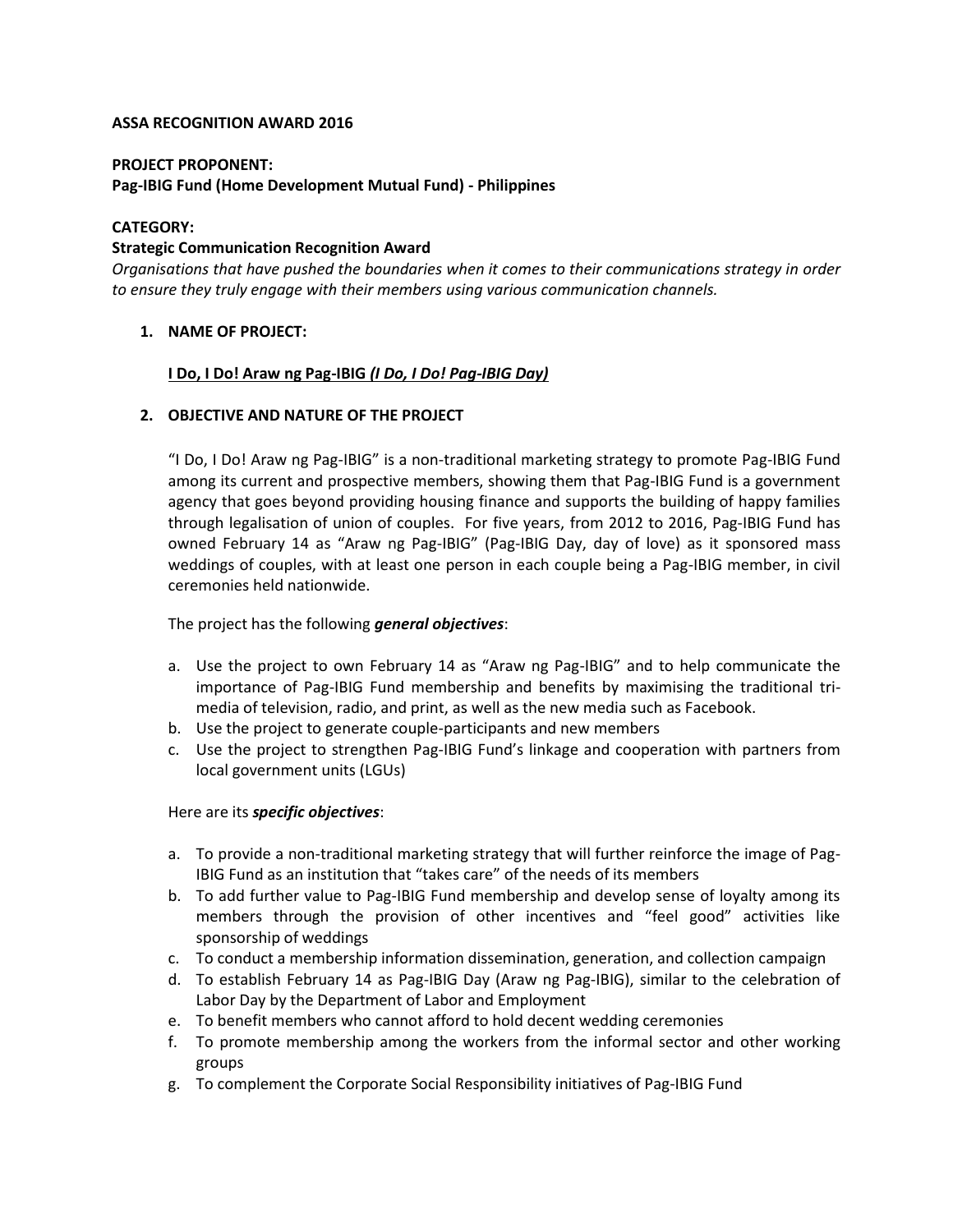**ASSA RECOGNITION AWARD 2016**

**PROJECT PROPONENT:**
**Pag-IBIG Fund (Home Development Mutual Fund) - Philippines**

**CATEGORY:**
**Strategic Communication Recognition Award**
*Organisations that have pushed the boundaries when it comes to their communications strategy in order to ensure they truly engage with their members using various communication channels.*

## 1. NAME OF PROJECT:

**I Do, I Do! Araw ng Pag-IBIG *(I Do, I Do! Pag-IBIG Day)***

## 2. OBJECTIVE AND NATURE OF THE PROJECT

"I Do, I Do! Araw ng Pag-IBIG" is a non-traditional marketing strategy to promote Pag-IBIG Fund among its current and prospective members, showing them that Pag-IBIG Fund is a government agency that goes beyond providing housing finance and supports the building of happy families through legalisation of union of couples. For five years, from 2012 to 2016, Pag-IBIG Fund has owned February 14 as "Araw ng Pag-IBIG" (Pag-IBIG Day, day of love) as it sponsored mass weddings of couples, with at least one person in each couple being a Pag-IBIG member, in civil ceremonies held nationwide.

The project has the following ***general objectives***:

a. Use the project to own February 14 as "Araw ng Pag-IBIG" and to help communicate the importance of Pag-IBIG Fund membership and benefits by maximising the traditional tri-media of television, radio, and print, as well as the new media such as Facebook.
b. Use the project to generate couple-participants and new members
c. Use the project to strengthen Pag-IBIG Fund's linkage and cooperation with partners from local government units (LGUs)

Here are its ***specific objectives***:

a. To provide a non-traditional marketing strategy that will further reinforce the image of Pag-IBIG Fund as an institution that "takes care" of the needs of its members
b. To add further value to Pag-IBIG Fund membership and develop sense of loyalty among its members through the provision of other incentives and "feel good" activities like sponsorship of weddings
c. To conduct a membership information dissemination, generation, and collection campaign
d. To establish February 14 as Pag-IBIG Day (Araw ng Pag-IBIG), similar to the celebration of Labor Day by the Department of Labor and Employment
e. To benefit members who cannot afford to hold decent wedding ceremonies
f. To promote membership among the workers from the informal sector and other working groups
g. To complement the Corporate Social Responsibility initiatives of Pag-IBIG Fund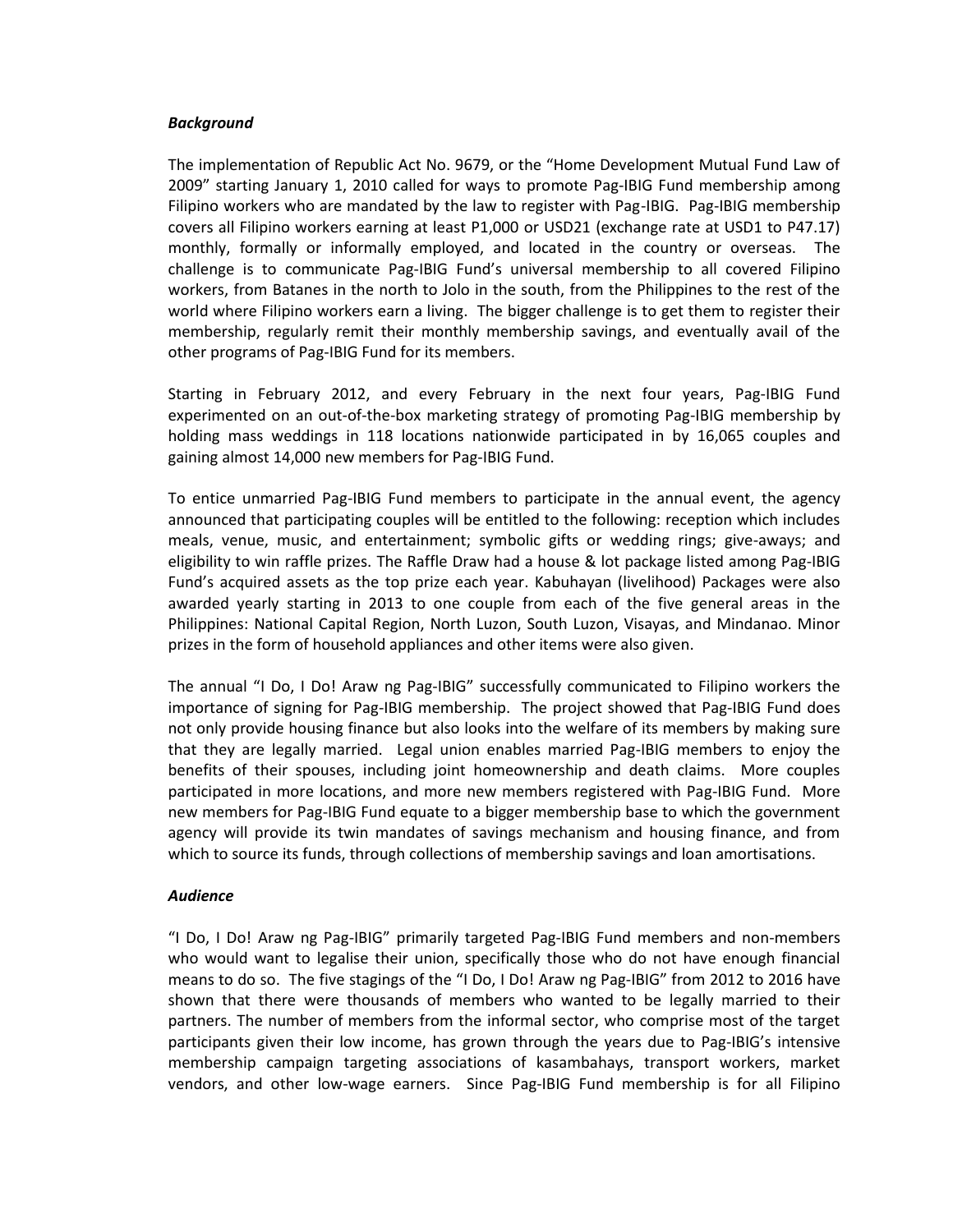***Background***

The implementation of Republic Act No. 9679, or the "Home Development Mutual Fund Law of 2009" starting January 1, 2010 called for ways to promote Pag-IBIG Fund membership among Filipino workers who are mandated by the law to register with Pag-IBIG. Pag-IBIG membership covers all Filipino workers earning at least P1,000 or USD21 (exchange rate at USD1 to P47.17) monthly, formally or informally employed, and located in the country or overseas. The challenge is to communicate Pag-IBIG Fund's universal membership to all covered Filipino workers, from Batanes in the north to Jolo in the south, from the Philippines to the rest of the world where Filipino workers earn a living. The bigger challenge is to get them to register their membership, regularly remit their monthly membership savings, and eventually avail of the other programs of Pag-IBIG Fund for its members.

Starting in February 2012, and every February in the next four years, Pag-IBIG Fund experimented on an out-of-the-box marketing strategy of promoting Pag-IBIG membership by holding mass weddings in 118 locations nationwide participated in by 16,065 couples and gaining almost 14,000 new members for Pag-IBIG Fund.

To entice unmarried Pag-IBIG Fund members to participate in the annual event, the agency announced that participating couples will be entitled to the following: reception which includes meals, venue, music, and entertainment; symbolic gifts or wedding rings; give-aways; and eligibility to win raffle prizes. The Raffle Draw had a house & lot package listed among Pag-IBIG Fund's acquired assets as the top prize each year. Kabuhayan (livelihood) Packages were also awarded yearly starting in 2013 to one couple from each of the five general areas in the Philippines: National Capital Region, North Luzon, South Luzon, Visayas, and Mindanao. Minor prizes in the form of household appliances and other items were also given.

The annual "I Do, I Do! Araw ng Pag-IBIG" successfully communicated to Filipino workers the importance of signing for Pag-IBIG membership. The project showed that Pag-IBIG Fund does not only provide housing finance but also looks into the welfare of its members by making sure that they are legally married. Legal union enables married Pag-IBIG members to enjoy the benefits of their spouses, including joint homeownership and death claims. More couples participated in more locations, and more new members registered with Pag-IBIG Fund. More new members for Pag-IBIG Fund equate to a bigger membership base to which the government agency will provide its twin mandates of savings mechanism and housing finance, and from which to source its funds, through collections of membership savings and loan amortisations.

***Audience***

"I Do, I Do! Araw ng Pag-IBIG" primarily targeted Pag-IBIG Fund members and non-members who would want to legalise their union, specifically those who do not have enough financial means to do so. The five stagings of the "I Do, I Do! Araw ng Pag-IBIG" from 2012 to 2016 have shown that there were thousands of members who wanted to be legally married to their partners. The number of members from the informal sector, who comprise most of the target participants given their low income, has grown through the years due to Pag-IBIG's intensive membership campaign targeting associations of kasambahays, transport workers, market vendors, and other low-wage earners. Since Pag-IBIG Fund membership is for all Filipino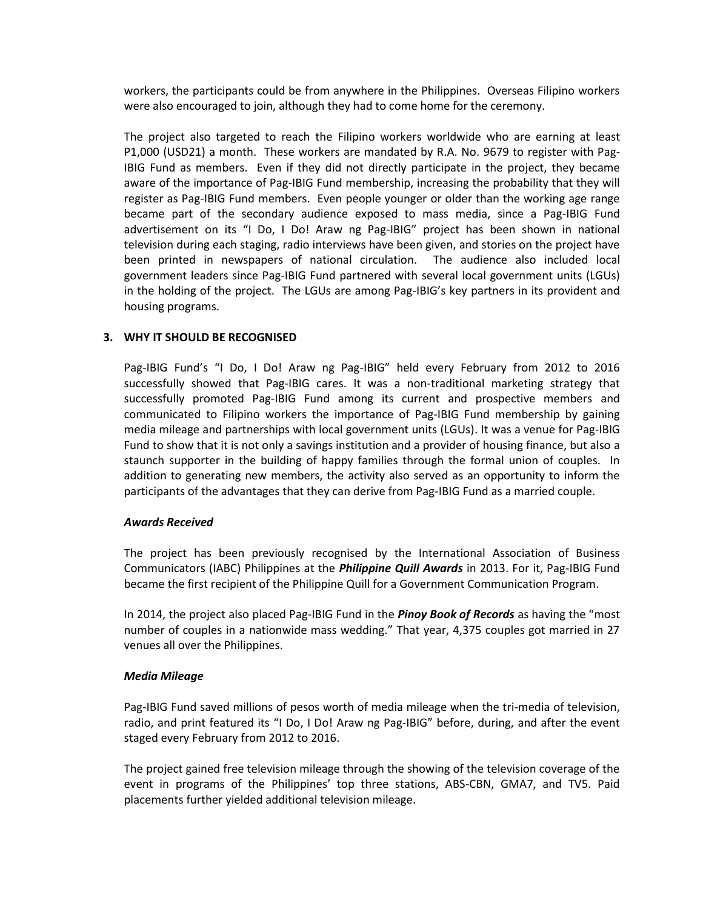workers, the participants could be from anywhere in the Philippines. Overseas Filipino workers were also encouraged to join, although they had to come home for the ceremony.

The project also targeted to reach the Filipino workers worldwide who are earning at least P1,000 (USD21) a month. These workers are mandated by R.A. No. 9679 to register with Pag-IBIG Fund as members. Even if they did not directly participate in the project, they became aware of the importance of Pag-IBIG Fund membership, increasing the probability that they will register as Pag-IBIG Fund members. Even people younger or older than the working age range became part of the secondary audience exposed to mass media, since a Pag-IBIG Fund advertisement on its "I Do, I Do! Araw ng Pag-IBIG" project has been shown in national television during each staging, radio interviews have been given, and stories on the project have been printed in newspapers of national circulation. The audience also included local government leaders since Pag-IBIG Fund partnered with several local government units (LGUs) in the holding of the project. The LGUs are among Pag-IBIG's key partners in its provident and housing programs.

## 3. WHY IT SHOULD BE RECOGNISED

Pag-IBIG Fund's "I Do, I Do! Araw ng Pag-IBIG" held every February from 2012 to 2016 successfully showed that Pag-IBIG cares. It was a non-traditional marketing strategy that successfully promoted Pag-IBIG Fund among its current and prospective members and communicated to Filipino workers the importance of Pag-IBIG Fund membership by gaining media mileage and partnerships with local government units (LGUs). It was a venue for Pag-IBIG Fund to show that it is not only a savings institution and a provider of housing finance, but also a staunch supporter in the building of happy families through the formal union of couples. In addition to generating new members, the activity also served as an opportunity to inform the participants of the advantages that they can derive from Pag-IBIG Fund as a married couple.

### *Awards Received*

The project has been previously recognised by the International Association of Business Communicators (IABC) Philippines at the ***Philippine Quill Awards*** in 2013. For it, Pag-IBIG Fund became the first recipient of the Philippine Quill for a Government Communication Program.

In 2014, the project also placed Pag-IBIG Fund in the ***Pinoy Book of Records*** as having the "most number of couples in a nationwide mass wedding." That year, 4,375 couples got married in 27 venues all over the Philippines.

### *Media Mileage*

Pag-IBIG Fund saved millions of pesos worth of media mileage when the tri-media of television, radio, and print featured its "I Do, I Do! Araw ng Pag-IBIG" before, during, and after the event staged every February from 2012 to 2016.

The project gained free television mileage through the showing of the television coverage of the event in programs of the Philippines' top three stations, ABS-CBN, GMA7, and TV5. Paid placements further yielded additional television mileage.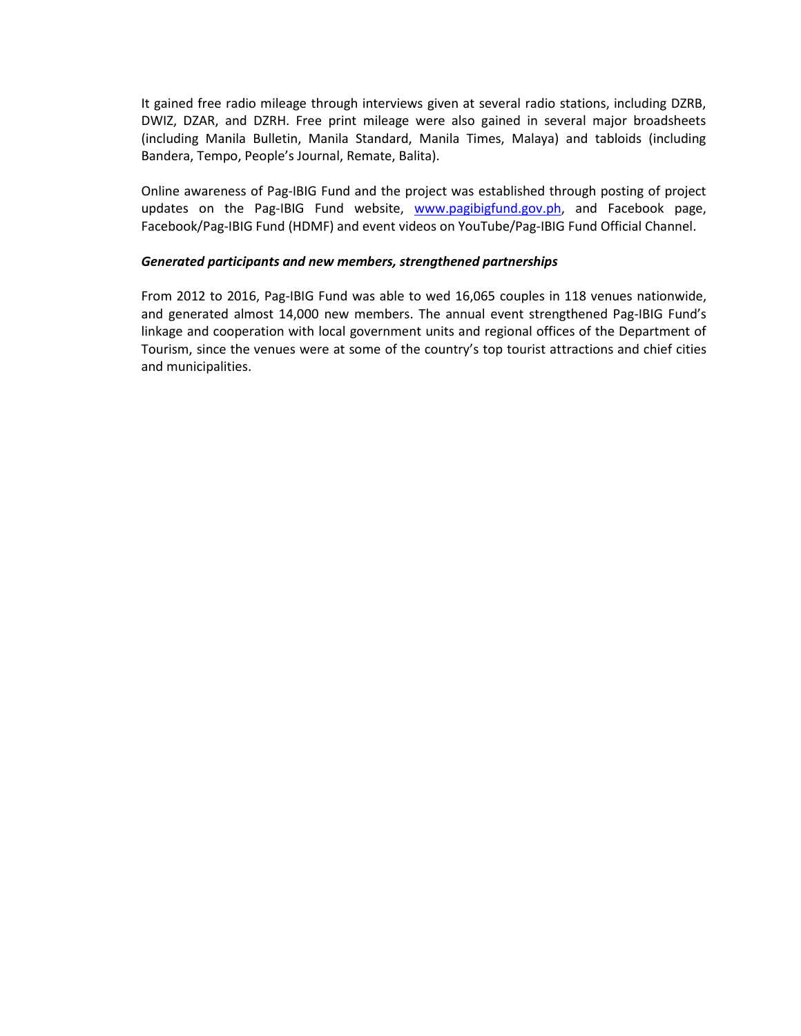It gained free radio mileage through interviews given at several radio stations, including DZRB, DWIZ, DZAR, and DZRH. Free print mileage were also gained in several major broadsheets (including Manila Bulletin, Manila Standard, Manila Times, Malaya) and tabloids (including Bandera, Tempo, People's Journal, Remate, Balita).

Online awareness of Pag-IBIG Fund and the project was established through posting of project updates on the Pag-IBIG Fund website, [www.pagibigfund.gov.ph](http://www.pagibigfund.gov.ph), and Facebook page, Facebook/Pag-IBIG Fund (HDMF) and event videos on YouTube/Pag-IBIG Fund Official Channel.

***Generated participants and new members, strengthened partnerships***

From 2012 to 2016, Pag-IBIG Fund was able to wed 16,065 couples in 118 venues nationwide, and generated almost 14,000 new members. The annual event strengthened Pag-IBIG Fund's linkage and cooperation with local government units and regional offices of the Department of Tourism, since the venues were at some of the country's top tourist attractions and chief cities and municipalities.